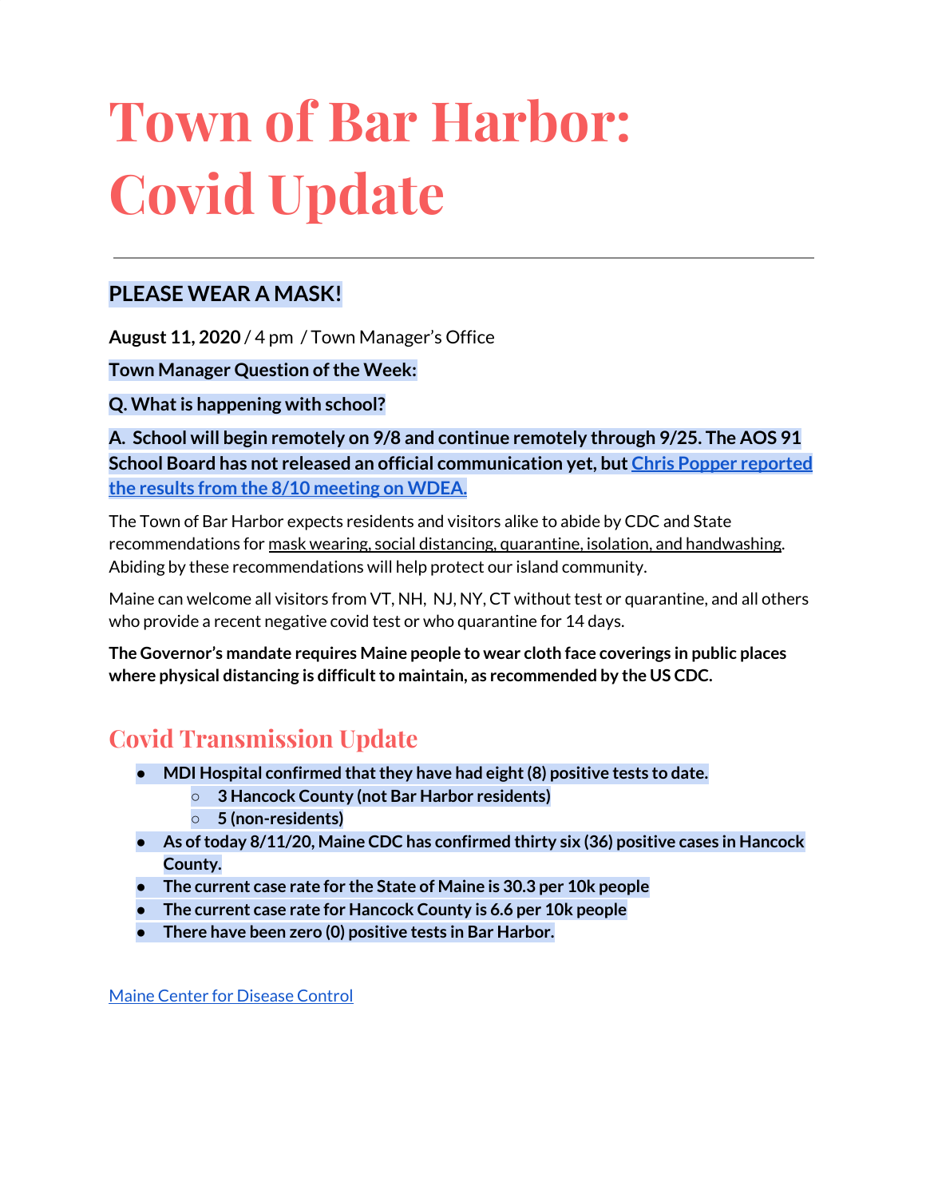# Town of Bar Harbor: Covid Update

---

## **PLEASE WEAR A MASK!**

**August 11, 2020** / 4 pm / Town Manager's Office

**Town Manager Question of the Week:**

**Q. What is happening with school?**

**A. School will begin remotely on 9/8 and continue remotely through 9/25. The AOS 91 School Board has not released an official communication yet, but [Chris Popper reported the results from the 8/10 meeting on WDEA.]()**

The Town of Bar Harbor expects residents and visitors alike to abide by CDC and State recommendations for mask wearing, social distancing, quarantine, isolation, and handwashing. Abiding by these recommendations will help protect our island community.

Maine can welcome all visitors from VT, NH, NJ, NY, CT without test or quarantine, and all others who provide a recent negative covid test or who quarantine for 14 days.

**The Governor's mandate requires Maine people to wear cloth face coverings in public places where physical distancing is difficult to maintain, as recommended by the US CDC.**

## Covid Transmission Update

- **MDI Hospital confirmed that they have had eight (8) positive tests to date.**
  - **3 Hancock County (not Bar Harbor residents)**
  - **5 (non-residents)**
- **As of today 8/11/20, Maine CDC has confirmed thirty six (36) positive cases in Hancock County.**
- **The current case rate for the State of Maine is 30.3 per 10k people**
- **The current case rate for Hancock County is 6.6 per 10k people**
- **There have been zero (0) positive tests in Bar Harbor.**

[Maine Center for Disease Control]()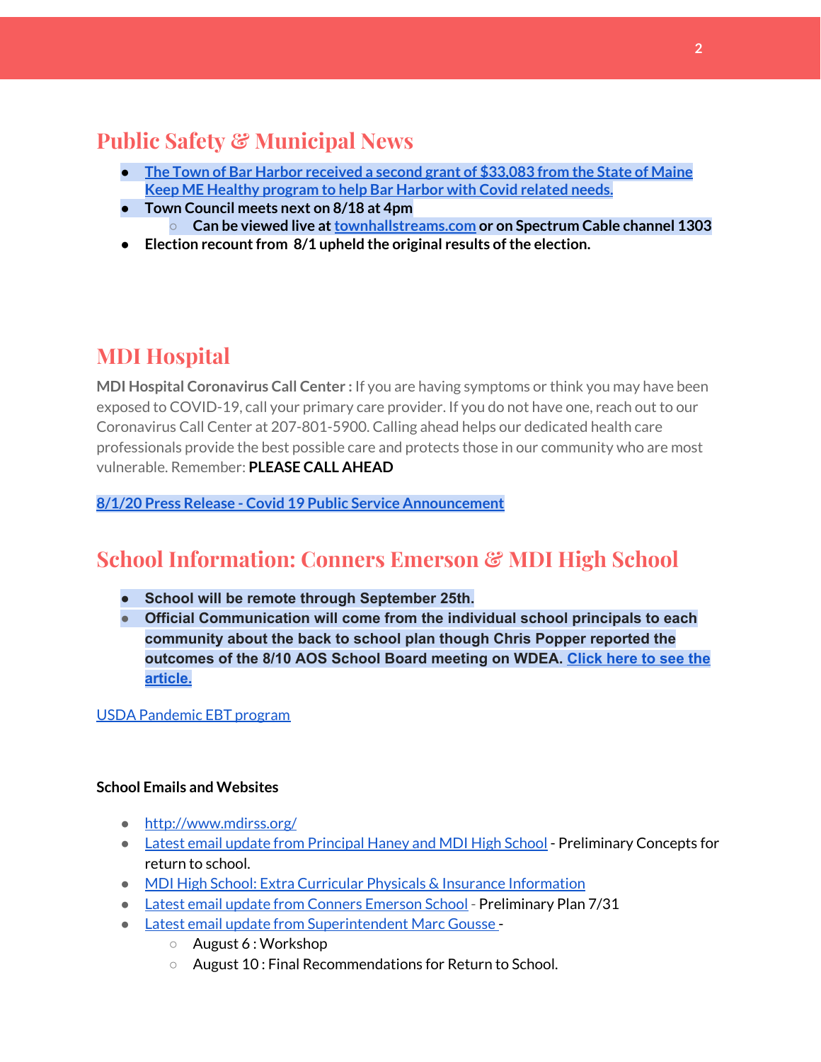## Public Safety & Municipal News

- **The Town of Bar Harbor received a second grant of $33,083 from the State of Maine Keep ME Healthy program to help Bar Harbor with Covid related needs.**
- **Town Council meets next on 8/18 at 4pm**
  - **Can be viewed live at townhallstreams.com or on Spectrum Cable channel 1303**
- **Election recount from 8/1 upheld the original results of the election.**

## MDI Hospital

**MDI Hospital Coronavirus Call Center :** If you are having symptoms or think you may have been exposed to COVID-19, call your primary care provider. If you do not have one, reach out to our Coronavirus Call Center at 207-801-5900. Calling ahead helps our dedicated health care professionals provide the best possible care and protects those in our community who are most vulnerable. Remember: **PLEASE CALL AHEAD**

**8/1/20 Press Release - Covid 19 Public Service Announcement**

## School Information: Conners Emerson & MDI High School

- **School will be remote through September 25th.**
- **Official Communication will come from the individual school principals to each community about the back to school plan though Chris Popper reported the outcomes of the 8/10 AOS School Board meeting on WDEA. Click here to see the article.**

USDA Pandemic EBT program

**School Emails and Websites**

- http://www.mdirss.org/
- Latest email update from Principal Haney and MDI High School - Preliminary Concepts for return to school.
- MDI High School: Extra Curricular Physicals & Insurance Information
- Latest email update from Conners Emerson School - Preliminary Plan 7/31
- Latest email update from Superintendent Marc Gousse -
  - August 6 : Workshop
  - August 10 : Final Recommendations for Return to School.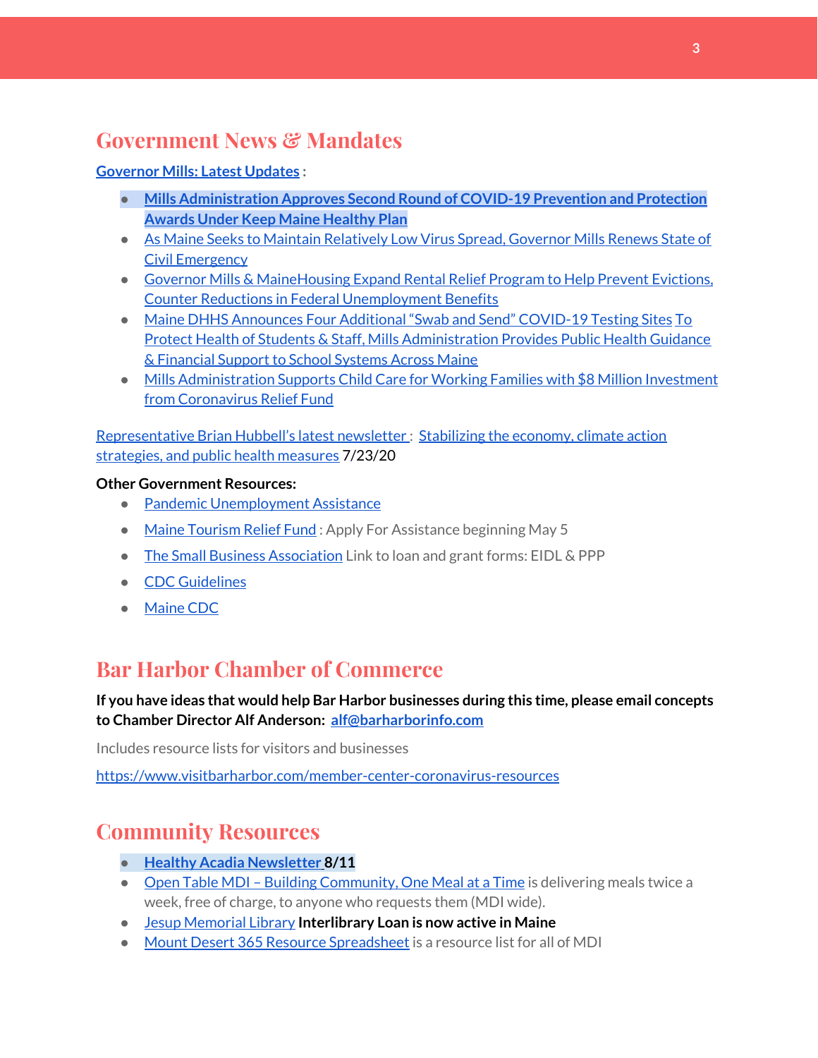## Government News & Mandates

**Governor Mills: Latest Updates :**

- **Mills Administration Approves Second Round of COVID-19 Prevention and Protection Awards Under Keep Maine Healthy Plan**
- As Maine Seeks to Maintain Relatively Low Virus Spread, Governor Mills Renews State of Civil Emergency
- Governor Mills & MaineHousing Expand Rental Relief Program to Help Prevent Evictions, Counter Reductions in Federal Unemployment Benefits
- Maine DHHS Announces Four Additional "Swab and Send" COVID-19 Testing Sites To Protect Health of Students & Staff, Mills Administration Provides Public Health Guidance & Financial Support to School Systems Across Maine
- Mills Administration Supports Child Care for Working Families with $8 Million Investment from Coronavirus Relief Fund

Representative Brian Hubbell's latest newsletter : Stabilizing the economy, climate action strategies, and public health measures 7/23/20

**Other Government Resources:**

- Pandemic Unemployment Assistance
- Maine Tourism Relief Fund : Apply For Assistance beginning May 5
- The Small Business Association Link to loan and grant forms: EIDL & PPP
- CDC Guidelines
- Maine CDC

## Bar Harbor Chamber of Commerce

**If you have ideas that would help Bar Harbor businesses during this time, please email concepts to Chamber Director Alf Anderson: alf@barharborinfo.com**

Includes resource lists for visitors and businesses

https://www.visitbarharbor.com/member-center-coronavirus-resources

## Community Resources

- **Healthy Acadia Newsletter 8/11**
- Open Table MDI – Building Community, One Meal at a Time is delivering meals twice a week, free of charge, to anyone who requests them (MDI wide).
- Jesup Memorial Library **Interlibrary Loan is now active in Maine**
- Mount Desert 365 Resource Spreadsheet is a resource list for all of MDI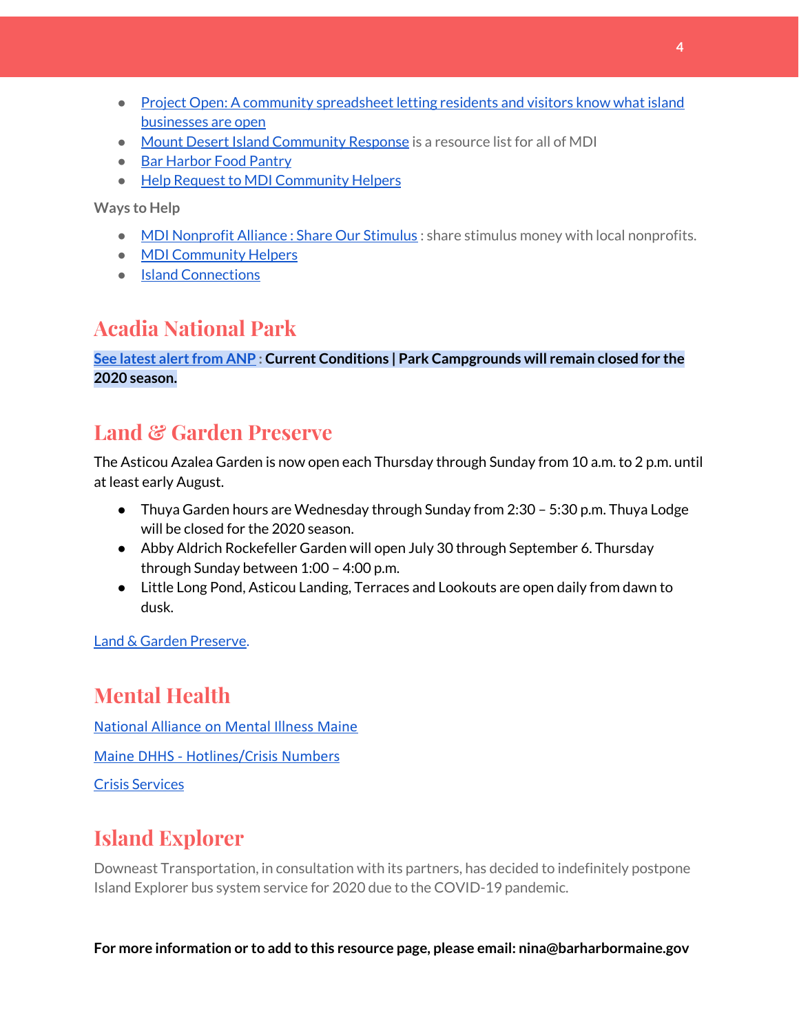- Project Open: A community spreadsheet letting residents and visitors know what island businesses are open
- Mount Desert Island Community Response is a resource list for all of MDI
- Bar Harbor Food Pantry
- Help Request to MDI Community Helpers

**Ways to Help**

- MDI Nonprofit Alliance : Share Our Stimulus : share stimulus money with local nonprofits.
- MDI Community Helpers
- Island Connections

## Acadia National Park

See latest alert from ANP : **Current Conditions | Park Campgrounds will remain closed for the 2020 season.**

## Land & Garden Preserve

The Asticou Azalea Garden is now open each Thursday through Sunday from 10 a.m. to 2 p.m. until at least early August.

- Thuya Garden hours are Wednesday through Sunday from 2:30 – 5:30 p.m. Thuya Lodge will be closed for the 2020 season.
- Abby Aldrich Rockefeller Garden will open July 30 through September 6. Thursday through Sunday between 1:00 – 4:00 p.m.
- Little Long Pond, Asticou Landing, Terraces and Lookouts are open daily from dawn to dusk.

Land & Garden Preserve.

## Mental Health

National Alliance on Mental Illness Maine

Maine DHHS - Hotlines/Crisis Numbers

Crisis Services

## Island Explorer

Downeast Transportation, in consultation with its partners, has decided to indefinitely postpone Island Explorer bus system service for 2020 due to the COVID-19 pandemic.

**For more information or to add to this resource page, please email: nina@barharbormaine.gov**